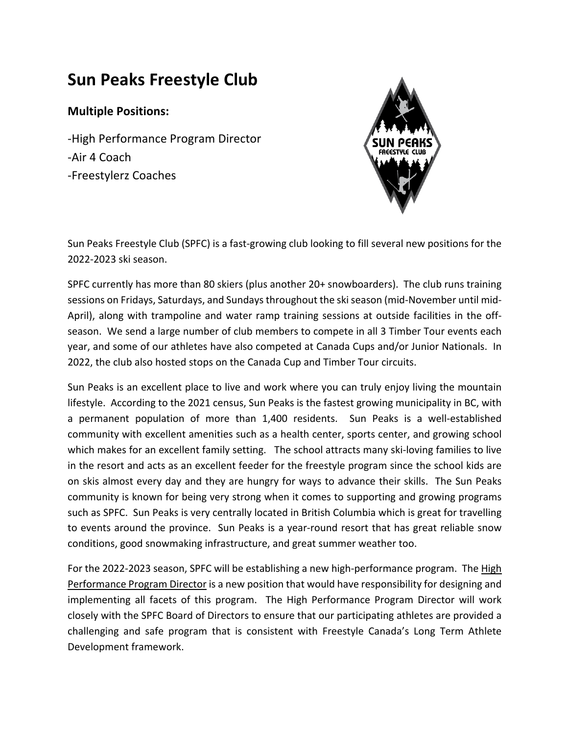# Sun Peaks Freestyle Club

### Multiple Positions:

-High Performance Program Director
-Air 4 Coach
-Freestylerz Coaches

Sun Peaks Freestyle Club (SPFC) is a fast-growing club looking to fill several new positions for the 2022-2023 ski season.

SPFC currently has more than 80 skiers (plus another 20+ snowboarders). The club runs training sessions on Fridays, Saturdays, and Sundays throughout the ski season (mid-November until mid-April), along with trampoline and water ramp training sessions at outside facilities in the off-season. We send a large number of club members to compete in all 3 Timber Tour events each year, and some of our athletes have also competed at Canada Cups and/or Junior Nationals. In 2022, the club also hosted stops on the Canada Cup and Timber Tour circuits.

Sun Peaks is an excellent place to live and work where you can truly enjoy living the mountain lifestyle. According to the 2021 census, Sun Peaks is the fastest growing municipality in BC, with a permanent population of more than 1,400 residents. Sun Peaks is a well-established community with excellent amenities such as a health center, sports center, and growing school which makes for an excellent family setting. The school attracts many ski-loving families to live in the resort and acts as an excellent feeder for the freestyle program since the school kids are on skis almost every day and they are hungry for ways to advance their skills. The Sun Peaks community is known for being very strong when it comes to supporting and growing programs such as SPFC. Sun Peaks is very centrally located in British Columbia which is great for travelling to events around the province. Sun Peaks is a year-round resort that has great reliable snow conditions, good snowmaking infrastructure, and great summer weather too.

For the 2022-2023 season, SPFC will be establishing a new high-performance program. The High Performance Program Director is a new position that would have responsibility for designing and implementing all facets of this program. The High Performance Program Director will work closely with the SPFC Board of Directors to ensure that our participating athletes are provided a challenging and safe program that is consistent with Freestyle Canada's Long Term Athlete Development framework.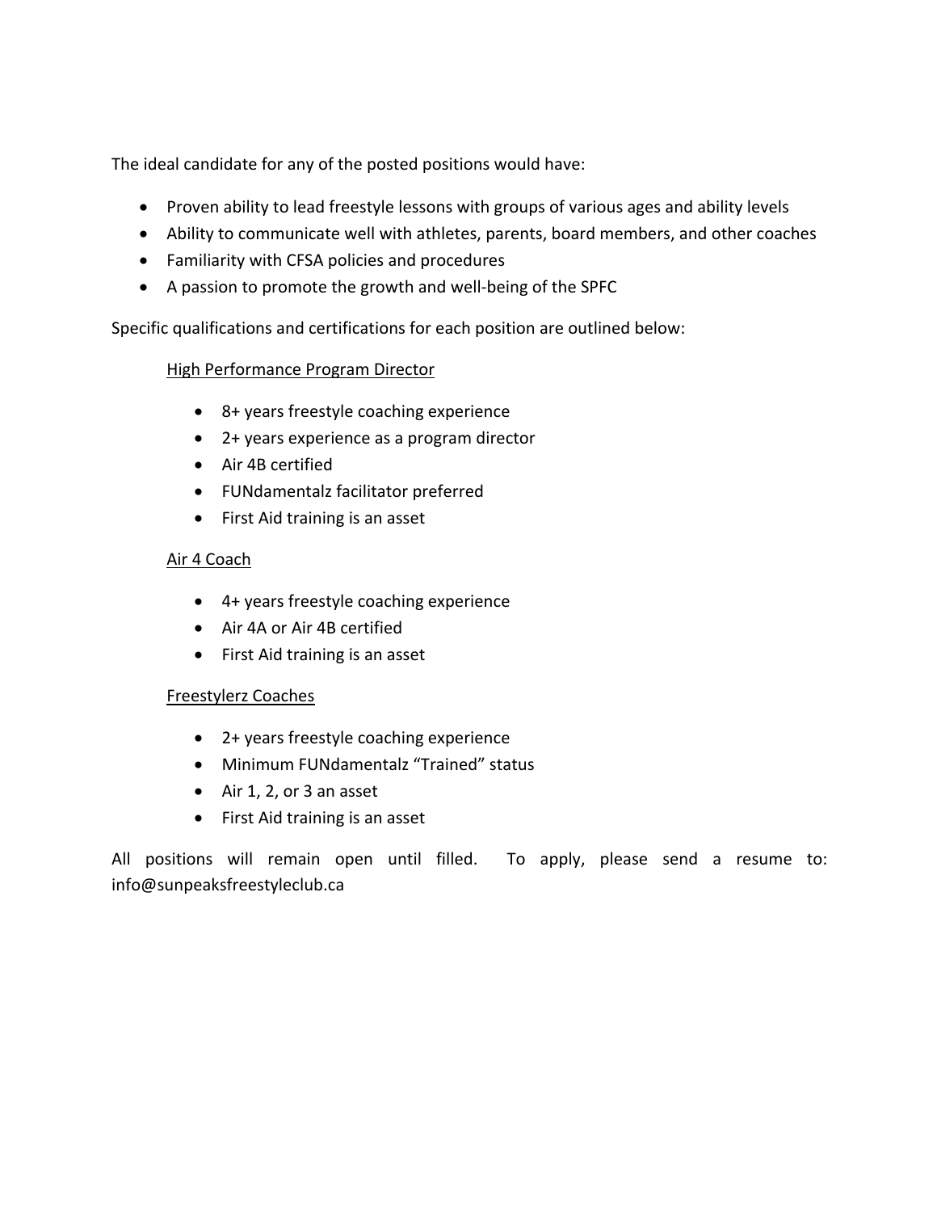The ideal candidate for any of the posted positions would have:

- Proven ability to lead freestyle lessons with groups of various ages and ability levels
- Ability to communicate well with athletes, parents, board members, and other coaches
- Familiarity with CFSA policies and procedures
- A passion to promote the growth and well-being of the SPFC

Specific qualifications and certifications for each position are outlined below:

<u>High Performance Program Director</u>

- 8+ years freestyle coaching experience
- 2+ years experience as a program director
- Air 4B certified
- FUNdamentalz facilitator preferred
- First Aid training is an asset

<u>Air 4 Coach</u>

- 4+ years freestyle coaching experience
- Air 4A or Air 4B certified
- First Aid training is an asset

<u>Freestylerz Coaches</u>

- 2+ years freestyle coaching experience
- Minimum FUNdamentalz "Trained" status
- Air 1, 2, or 3 an asset
- First Aid training is an asset

All positions will remain open until filled. To apply, please send a resume to: info@sunpeaksfreestyleclub.ca